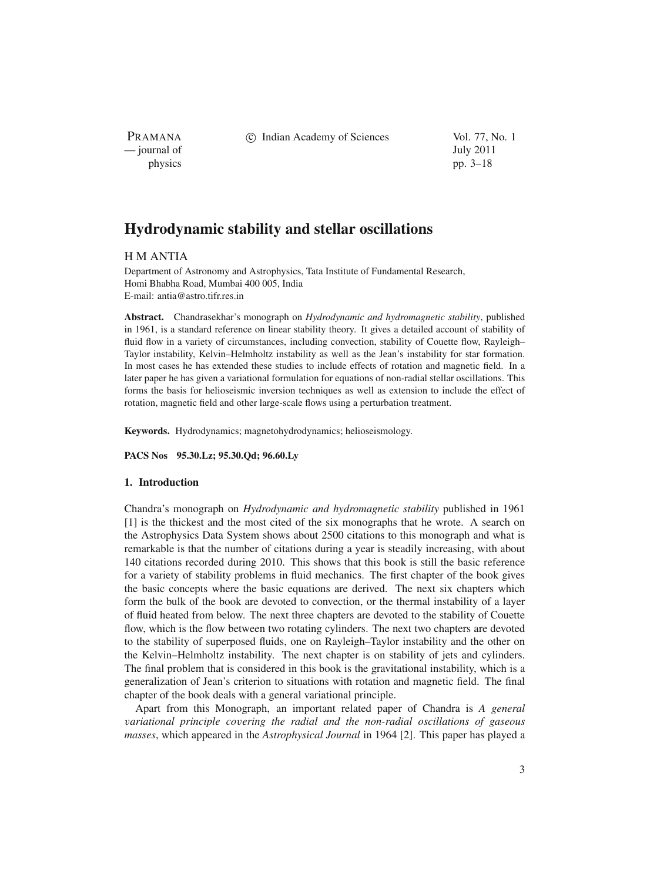# Hydrodynamic stability and stellar oscillations

H M ANTIA

Department of Astronomy and Astrophysics, Tata Institute of Fundamental Research, Homi Bhabha Road, Mumbai 400 005, India
E-mail: antia@astro.tifr.res.in

**Abstract.** Chandrasekhar's monograph on *Hydrodynamic and hydromagnetic stability*, published in 1961, is a standard reference on linear stability theory. It gives a detailed account of stability of fluid flow in a variety of circumstances, including convection, stability of Couette flow, Rayleigh–Taylor instability, Kelvin–Helmholtz instability as well as the Jean's instability for star formation. In most cases he has extended these studies to include effects of rotation and magnetic field. In a later paper he has given a variational formulation for equations of non-radial stellar oscillations. This forms the basis for helioseismic inversion techniques as well as extension to include the effect of rotation, magnetic field and other large-scale flows using a perturbation treatment.

**Keywords.** Hydrodynamics; magnetohydrodynamics; helioseismology.

**PACS Nos** 95.30.Lz; 95.30.Qd; 96.60.Ly

## 1. Introduction

Chandra's monograph on *Hydrodynamic and hydromagnetic stability* published in 1961 [1] is the thickest and the most cited of the six monographs that he wrote. A search on the Astrophysics Data System shows about 2500 citations to this monograph and what is remarkable is that the number of citations during a year is steadily increasing, with about 140 citations recorded during 2010. This shows that this book is still the basic reference for a variety of stability problems in fluid mechanics. The first chapter of the book gives the basic concepts where the basic equations are derived. The next six chapters which form the bulk of the book are devoted to convection, or the thermal instability of a layer of fluid heated from below. The next three chapters are devoted to the stability of Couette flow, which is the flow between two rotating cylinders. The next two chapters are devoted to the stability of superposed fluids, one on Rayleigh–Taylor instability and the other on the Kelvin–Helmholtz instability. The next chapter is on stability of jets and cylinders. The final problem that is considered in this book is the gravitational instability, which is a generalization of Jean's criterion to situations with rotation and magnetic field. The final chapter of the book deals with a general variational principle.

Apart from this Monograph, an important related paper of Chandra is *A general variational principle covering the radial and the non-radial oscillations of gaseous masses*, which appeared in the *Astrophysical Journal* in 1964 [2]. This paper has played a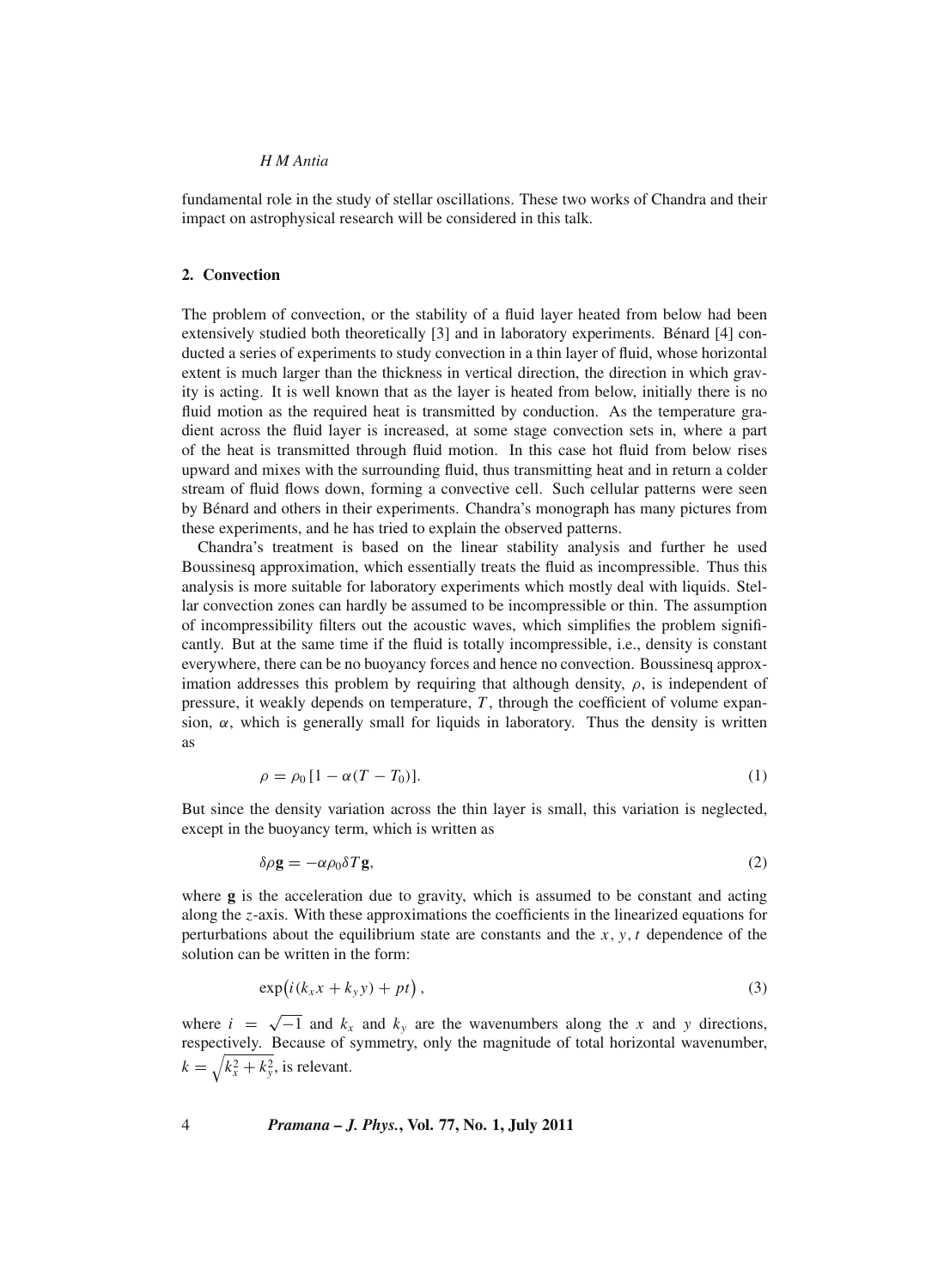fundamental role in the study of stellar oscillations. These two works of Chandra and their impact on astrophysical research will be considered in this talk.

## 2. Convection

The problem of convection, or the stability of a fluid layer heated from below had been extensively studied both theoretically [3] and in laboratory experiments. Bénard [4] conducted a series of experiments to study convection in a thin layer of fluid, whose horizontal extent is much larger than the thickness in vertical direction, the direction in which gravity is acting. It is well known that as the layer is heated from below, initially there is no fluid motion as the required heat is transmitted by conduction. As the temperature gradient across the fluid layer is increased, at some stage convection sets in, where a part of the heat is transmitted through fluid motion. In this case hot fluid from below rises upward and mixes with the surrounding fluid, thus transmitting heat and in return a colder stream of fluid flows down, forming a convective cell. Such cellular patterns were seen by Bénard and others in their experiments. Chandra's monograph has many pictures from these experiments, and he has tried to explain the observed patterns.

Chandra's treatment is based on the linear stability analysis and further he used Boussinesq approximation, which essentially treats the fluid as incompressible. Thus this analysis is more suitable for laboratory experiments which mostly deal with liquids. Stellar convection zones can hardly be assumed to be incompressible or thin. The assumption of incompressibility filters out the acoustic waves, which simplifies the problem significantly. But at the same time if the fluid is totally incompressible, i.e., density is constant everywhere, there can be no buoyancy forces and hence no convection. Boussinesq approximation addresses this problem by requiring that although density, $\rho$, is independent of pressure, it weakly depends on temperature, $T$, through the coefficient of volume expansion, $\alpha$, which is generally small for liquids in laboratory. Thus the density is written as

$$\rho = \rho_0 [1 - \alpha(T - T_0)]. \tag{1}$$

But since the density variation across the thin layer is small, this variation is neglected, except in the buoyancy term, which is written as

$$\delta\rho \mathbf{g} = -\alpha\rho_0 \delta T \mathbf{g}, \tag{2}$$

where $\mathbf{g}$ is the acceleration due to gravity, which is assumed to be constant and acting along the $z$-axis. With these approximations the coefficients in the linearized equations for perturbations about the equilibrium state are constants and the $x, y, t$ dependence of the solution can be written in the form:

$$\exp\bigl(i(k_x x + k_y y) + pt\bigr), \tag{3}$$

where $i = \sqrt{-1}$ and $k_x$ and $k_y$ are the wavenumbers along the $x$ and $y$ directions, respectively. Because of symmetry, only the magnitude of total horizontal wavenumber, $k = \sqrt{k_x^2 + k_y^2}$, is relevant.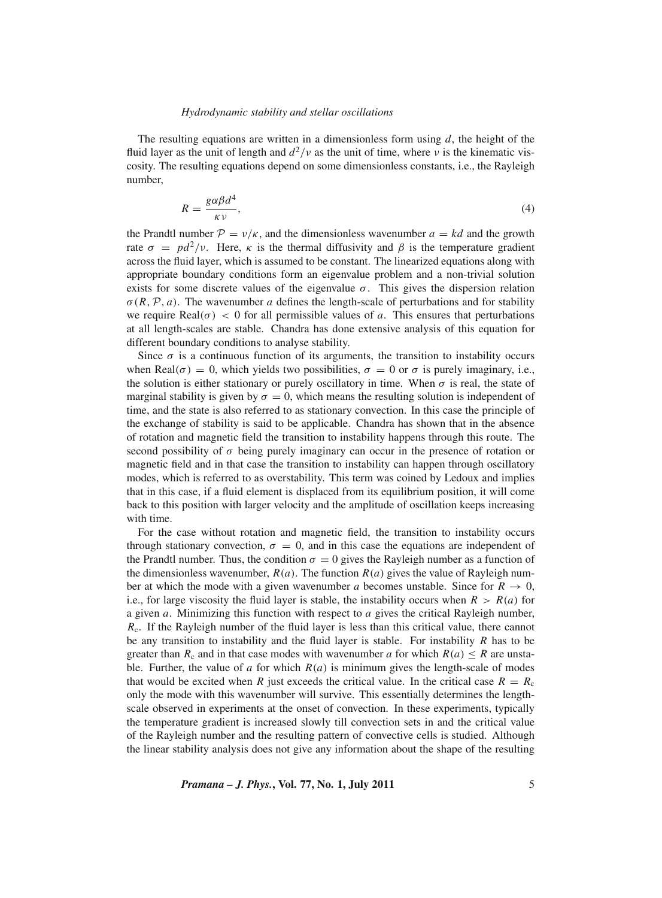The resulting equations are written in a dimensionless form using $d$, the height of the fluid layer as the unit of length and $d^2/\nu$ as the unit of time, where $\nu$ is the kinematic viscosity. The resulting equations depend on some dimensionless constants, i.e., the Rayleigh number,

$$R = \frac{g\alpha\beta d^4}{\kappa\nu}, \tag{4}$$

the Prandtl number $\mathcal{P} = \nu/\kappa$, and the dimensionless wavenumber $a = kd$ and the growth rate $\sigma = pd^2/\nu$. Here, $\kappa$ is the thermal diffusivity and $\beta$ is the temperature gradient across the fluid layer, which is assumed to be constant. The linearized equations along with appropriate boundary conditions form an eigenvalue problem and a non-trivial solution exists for some discrete values of the eigenvalue $\sigma$. This gives the dispersion relation $\sigma(R, \mathcal{P}, a)$. The wavenumber $a$ defines the length-scale of perturbations and for stability we require $\text{Real}(\sigma) < 0$ for all permissible values of $a$. This ensures that perturbations at all length-scales are stable. Chandra has done extensive analysis of this equation for different boundary conditions to analyse stability.

Since $\sigma$ is a continuous function of its arguments, the transition to instability occurs when $\text{Real}(\sigma) = 0$, which yields two possibilities, $\sigma = 0$ or $\sigma$ is purely imaginary, i.e., the solution is either stationary or purely oscillatory in time. When $\sigma$ is real, the state of marginal stability is given by $\sigma = 0$, which means the resulting solution is independent of time, and the state is also referred to as stationary convection. In this case the principle of the exchange of stability is said to be applicable. Chandra has shown that in the absence of rotation and magnetic field the transition to instability happens through this route. The second possibility of $\sigma$ being purely imaginary can occur in the presence of rotation or magnetic field and in that case the transition to instability can happen through oscillatory modes, which is referred to as overstability. This term was coined by Ledoux and implies that in this case, if a fluid element is displaced from its equilibrium position, it will come back to this position with larger velocity and the amplitude of oscillation keeps increasing with time.

For the case without rotation and magnetic field, the transition to instability occurs through stationary convection, $\sigma = 0$, and in this case the equations are independent of the Prandtl number. Thus, the condition $\sigma = 0$ gives the Rayleigh number as a function of the dimensionless wavenumber, $R(a)$. The function $R(a)$ gives the value of Rayleigh number at which the mode with a given wavenumber $a$ becomes unstable. Since for $R \to 0$, i.e., for large viscosity the fluid layer is stable, the instability occurs when $R > R(a)$ for a given $a$. Minimizing this function with respect to $a$ gives the critical Rayleigh number, $R_c$. If the Rayleigh number of the fluid layer is less than this critical value, there cannot be any transition to instability and the fluid layer is stable. For instability $R$ has to be greater than $R_c$ and in that case modes with wavenumber $a$ for which $R(a) \leq R$ are unstable. Further, the value of $a$ for which $R(a)$ is minimum gives the length-scale of modes that would be excited when $R$ just exceeds the critical value. In the critical case $R = R_c$ only the mode with this wavenumber will survive. This essentially determines the length-scale observed in experiments at the onset of convection. In these experiments, typically the temperature gradient is increased slowly till convection sets in and the critical value of the Rayleigh number and the resulting pattern of convective cells is studied. Although the linear stability analysis does not give any information about the shape of the resulting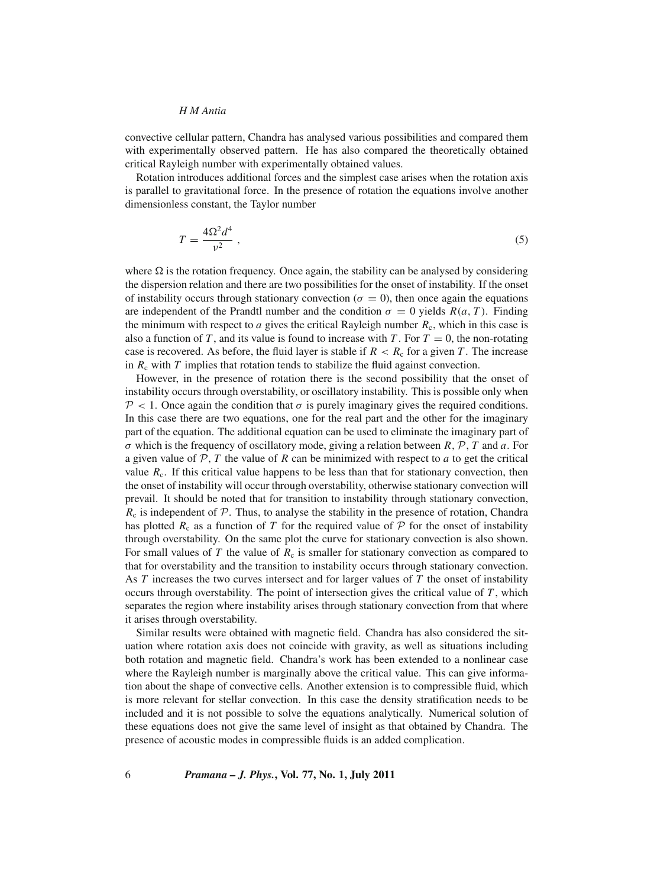convective cellular pattern, Chandra has analysed various possibilities and compared them with experimentally observed pattern. He has also compared the theoretically obtained critical Rayleigh number with experimentally obtained values.

Rotation introduces additional forces and the simplest case arises when the rotation axis is parallel to gravitational force. In the presence of rotation the equations involve another dimensionless constant, the Taylor number

$$T = \frac{4\Omega^2 d^4}{\nu^2}\,, \tag{5}$$

where $\Omega$ is the rotation frequency. Once again, the stability can be analysed by considering the dispersion relation and there are two possibilities for the onset of instability. If the onset of instability occurs through stationary convection ($\sigma = 0$), then once again the equations are independent of the Prandtl number and the condition $\sigma = 0$ yields $R(a, T)$. Finding the minimum with respect to $a$ gives the critical Rayleigh number $R_c$, which in this case is also a function of $T$, and its value is found to increase with $T$. For $T = 0$, the non-rotating case is recovered. As before, the fluid layer is stable if $R < R_c$ for a given $T$. The increase in $R_c$ with $T$ implies that rotation tends to stabilize the fluid against convection.

However, in the presence of rotation there is the second possibility that the onset of instability occurs through overstability, or oscillatory instability. This is possible only when $\mathcal{P} < 1$. Once again the condition that $\sigma$ is purely imaginary gives the required conditions. In this case there are two equations, one for the real part and the other for the imaginary part of the equation. The additional equation can be used to eliminate the imaginary part of $\sigma$ which is the frequency of oscillatory mode, giving a relation between $R$, $\mathcal{P}$, $T$ and $a$. For a given value of $\mathcal{P}$, $T$ the value of $R$ can be minimized with respect to $a$ to get the critical value $R_c$. If this critical value happens to be less than that for stationary convection, then the onset of instability will occur through overstability, otherwise stationary convection will prevail. It should be noted that for transition to instability through stationary convection, $R_c$ is independent of $\mathcal{P}$. Thus, to analyse the stability in the presence of rotation, Chandra has plotted $R_c$ as a function of $T$ for the required value of $\mathcal{P}$ for the onset of instability through overstability. On the same plot the curve for stationary convection is also shown. For small values of $T$ the value of $R_c$ is smaller for stationary convection as compared to that for overstability and the transition to instability occurs through stationary convection. As $T$ increases the two curves intersect and for larger values of $T$ the onset of instability occurs through overstability. The point of intersection gives the critical value of $T$, which separates the region where instability arises through stationary convection from that where it arises through overstability.

Similar results were obtained with magnetic field. Chandra has also considered the situation where rotation axis does not coincide with gravity, as well as situations including both rotation and magnetic field. Chandra's work has been extended to a nonlinear case where the Rayleigh number is marginally above the critical value. This can give information about the shape of convective cells. Another extension is to compressible fluid, which is more relevant for stellar convection. In this case the density stratification needs to be included and it is not possible to solve the equations analytically. Numerical solution of these equations does not give the same level of insight as that obtained by Chandra. The presence of acoustic modes in compressible fluids is an added complication.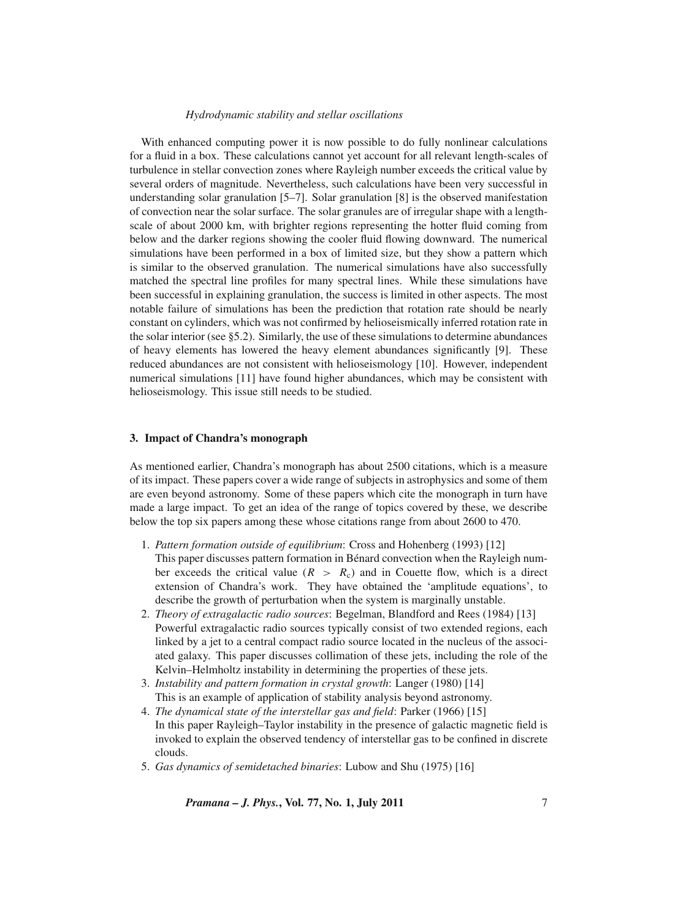With enhanced computing power it is now possible to do fully nonlinear calculations for a fluid in a box. These calculations cannot yet account for all relevant length-scales of turbulence in stellar convection zones where Rayleigh number exceeds the critical value by several orders of magnitude. Nevertheless, such calculations have been very successful in understanding solar granulation [5–7]. Solar granulation [8] is the observed manifestation of convection near the solar surface. The solar granules are of irregular shape with a length-scale of about 2000 km, with brighter regions representing the hotter fluid coming from below and the darker regions showing the cooler fluid flowing downward. The numerical simulations have been performed in a box of limited size, but they show a pattern which is similar to the observed granulation. The numerical simulations have also successfully matched the spectral line profiles for many spectral lines. While these simulations have been successful in explaining granulation, the success is limited in other aspects. The most notable failure of simulations has been the prediction that rotation rate should be nearly constant on cylinders, which was not confirmed by helioseismically inferred rotation rate in the solar interior (see §5.2). Similarly, the use of these simulations to determine abundances of heavy elements has lowered the heavy element abundances significantly [9]. These reduced abundances are not consistent with helioseismology [10]. However, independent numerical simulations [11] have found higher abundances, which may be consistent with helioseismology. This issue still needs to be studied.

## 3. Impact of Chandra's monograph

As mentioned earlier, Chandra's monograph has about 2500 citations, which is a measure of its impact. These papers cover a wide range of subjects in astrophysics and some of them are even beyond astronomy. Some of these papers which cite the monograph in turn have made a large impact. To get an idea of the range of topics covered by these, we describe below the top six papers among these whose citations range from about 2600 to 470.

1. *Pattern formation outside of equilibrium*: Cross and Hohenberg (1993) [12]
   This paper discusses pattern formation in Bénard convection when the Rayleigh number exceeds the critical value ($R > R_c$) and in Couette flow, which is a direct extension of Chandra's work. They have obtained the 'amplitude equations', to describe the growth of perturbation when the system is marginally unstable.
2. *Theory of extragalactic radio sources*: Begelman, Blandford and Rees (1984) [13]
   Powerful extragalactic radio sources typically consist of two extended regions, each linked by a jet to a central compact radio source located in the nucleus of the associated galaxy. This paper discusses collimation of these jets, including the role of the Kelvin–Helmholtz instability in determining the properties of these jets.
3. *Instability and pattern formation in crystal growth*: Langer (1980) [14]
   This is an example of application of stability analysis beyond astronomy.
4. *The dynamical state of the interstellar gas and field*: Parker (1966) [15]
   In this paper Rayleigh–Taylor instability in the presence of galactic magnetic field is invoked to explain the observed tendency of interstellar gas to be confined in discrete clouds.
5. *Gas dynamics of semidetached binaries*: Lubow and Shu (1975) [16]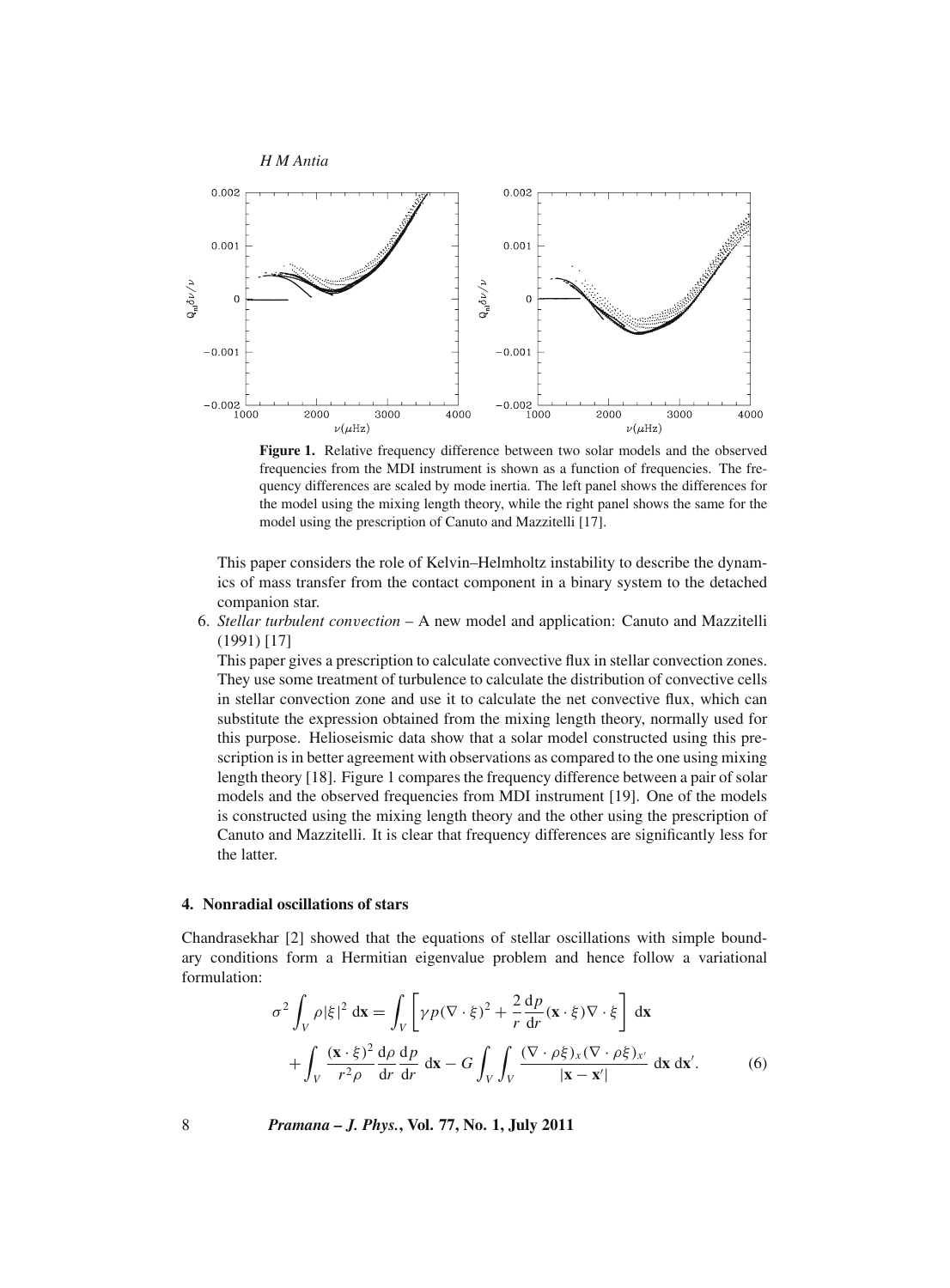Figure 1. Relative frequency difference between two solar models and the observed frequencies from the MDI instrument is shown as a function of frequencies. The frequency differences are scaled by mode inertia. The left panel shows the differences for the model using the mixing length theory, while the right panel shows the same for the model using the prescription of Canuto and Mazzitelli [17].

This paper considers the role of Kelvin–Helmholtz instability to describe the dynamics of mass transfer from the contact component in a binary system to the detached companion star.

6. *Stellar turbulent convection* – A new model and application: Canuto and Mazzitelli (1991) [17]

   This paper gives a prescription to calculate convective flux in stellar convection zones. They use some treatment of turbulence to calculate the distribution of convective cells in stellar convection zone and use it to calculate the net convective flux, which can substitute the expression obtained from the mixing length theory, normally used for this purpose. Helioseismic data show that a solar model constructed using this prescription is in better agreement with observations as compared to the one using mixing length theory [18]. Figure 1 compares the frequency difference between a pair of solar models and the observed frequencies from MDI instrument [19]. One of the models is constructed using the mixing length theory and the other using the prescription of Canuto and Mazzitelli. It is clear that frequency differences are significantly less for the latter.

## 4. Nonradial oscillations of stars

Chandrasekhar [2] showed that the equations of stellar oscillations with simple boundary conditions form a Hermitian eigenvalue problem and hence follow a variational formulation:

$$\sigma^2 \int_V \rho |\xi|^2 \, \mathrm{d}\mathbf{x} = \int_V \left[ \gamma p (\nabla \cdot \xi)^2 + \frac{2}{r} \frac{\mathrm{d}p}{\mathrm{d}r} (\mathbf{x} \cdot \xi) \nabla \cdot \xi \right] \mathrm{d}\mathbf{x} + \int_V \frac{(\mathbf{x} \cdot \xi)^2}{r^2 \rho} \frac{\mathrm{d}\rho}{\mathrm{d}r} \frac{\mathrm{d}p}{\mathrm{d}r} \, \mathrm{d}\mathbf{x} - G \int_V \int_V \frac{(\nabla \cdot \rho \xi)_x (\nabla \cdot \rho \xi)_{x'}}{|\mathbf{x} - \mathbf{x}'|} \, \mathrm{d}\mathbf{x} \, \mathrm{d}\mathbf{x}'. \tag{6}$$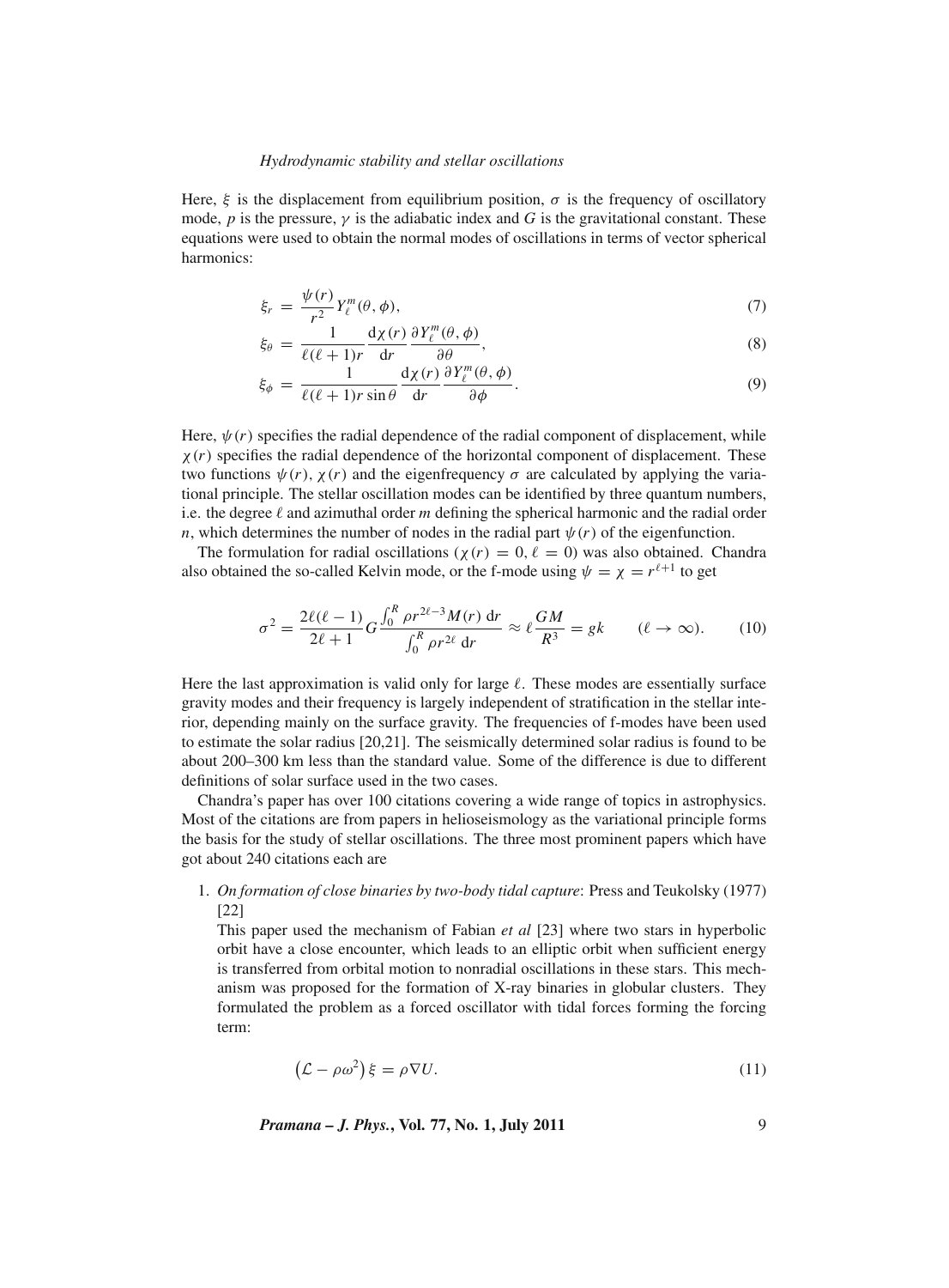Here, $\xi$ is the displacement from equilibrium position, $\sigma$ is the frequency of oscillatory mode, $p$ is the pressure, $\gamma$ is the adiabatic index and $G$ is the gravitational constant. These equations were used to obtain the normal modes of oscillations in terms of vector spherical harmonics:

$$\xi_r = \frac{\psi(r)}{r^2} Y_\ell^m(\theta, \phi), \tag{7}$$

$$\xi_\theta = \frac{1}{\ell(\ell+1)r} \frac{\mathrm{d}\chi(r)}{\mathrm{d}r} \frac{\partial Y_\ell^m(\theta, \phi)}{\partial \theta}, \tag{8}$$

$$\xi_\phi = \frac{1}{\ell(\ell+1)r \sin\theta} \frac{\mathrm{d}\chi(r)}{\mathrm{d}r} \frac{\partial Y_\ell^m(\theta, \phi)}{\partial \phi}. \tag{9}$$

Here, $\psi(r)$ specifies the radial dependence of the radial component of displacement, while $\chi(r)$ specifies the radial dependence of the horizontal component of displacement. These two functions $\psi(r)$, $\chi(r)$ and the eigenfrequency $\sigma$ are calculated by applying the variational principle. The stellar oscillation modes can be identified by three quantum numbers, i.e. the degree $\ell$ and azimuthal order $m$ defining the spherical harmonic and the radial order $n$, which determines the number of nodes in the radial part $\psi(r)$ of the eigenfunction.

The formulation for radial oscillations ($\chi(r) = 0, \ell = 0$) was also obtained. Chandra also obtained the so-called Kelvin mode, or the f-mode using $\psi = \chi = r^{\ell+1}$ to get

$$\sigma^2 = \frac{2\ell(\ell-1)}{2\ell+1} G \frac{\int_0^R \rho r^{2\ell-3} M(r)\, \mathrm{d}r}{\int_0^R \rho r^{2\ell}\, \mathrm{d}r} \approx \ell \frac{GM}{R^3} = gk \qquad (\ell \to \infty). \tag{10}$$

Here the last approximation is valid only for large $\ell$. These modes are essentially surface gravity modes and their frequency is largely independent of stratification in the stellar interior, depending mainly on the surface gravity. The frequencies of f-modes have been used to estimate the solar radius [20,21]. The seismically determined solar radius is found to be about 200–300 km less than the standard value. Some of the difference is due to different definitions of solar surface used in the two cases.

Chandra's paper has over 100 citations covering a wide range of topics in astrophysics. Most of the citations are from papers in helioseismology as the variational principle forms the basis for the study of stellar oscillations. The three most prominent papers which have got about 240 citations each are

1. *On formation of close binaries by two-body tidal capture*: Press and Teukolsky (1977) [22]

   This paper used the mechanism of Fabian *et al* [23] where two stars in hyperbolic orbit have a close encounter, which leads to an elliptic orbit when sufficient energy is transferred from orbital motion to nonradial oscillations in these stars. This mechanism was proposed for the formation of X-ray binaries in globular clusters. They formulated the problem as a forced oscillator with tidal forces forming the forcing term:

$$\left(\mathcal{L} - \rho\omega^2\right) \xi = \rho \nabla U. \tag{11}$$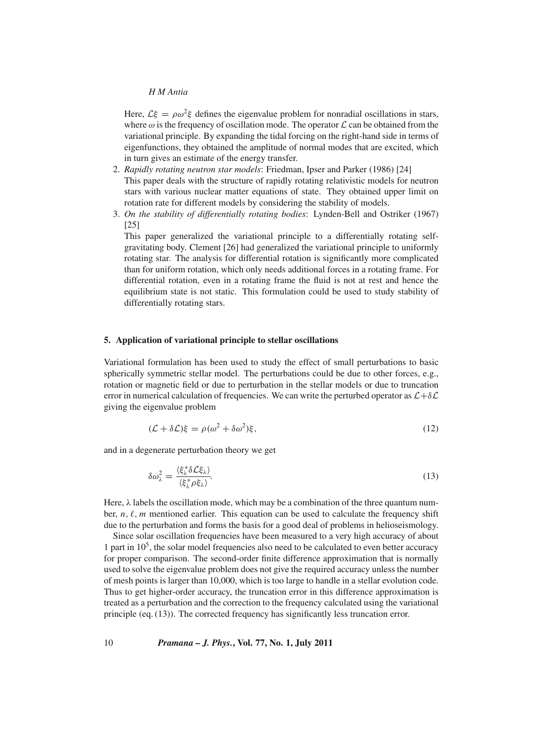Here, $\mathcal{L}\xi = \rho\omega^2\xi$ defines the eigenvalue problem for nonradial oscillations in stars, where $\omega$ is the frequency of oscillation mode. The operator $\mathcal{L}$ can be obtained from the variational principle. By expanding the tidal forcing on the right-hand side in terms of eigenfunctions, they obtained the amplitude of normal modes that are excited, which in turn gives an estimate of the energy transfer.

2. *Rapidly rotating neutron star models*: Friedman, Ipser and Parker (1986) [24]
   This paper deals with the structure of rapidly rotating relativistic models for neutron stars with various nuclear matter equations of state. They obtained upper limit on rotation rate for different models by considering the stability of models.
3. *On the stability of differentially rotating bodies*: Lynden-Bell and Ostriker (1967) [25]
   This paper generalized the variational principle to a differentially rotating self-gravitating body. Clement [26] had generalized the variational principle to uniformly rotating star. The analysis for differential rotation is significantly more complicated than for uniform rotation, which only needs additional forces in a rotating frame. For differential rotation, even in a rotating frame the fluid is not at rest and hence the equilibrium state is not static. This formulation could be used to study stability of differentially rotating stars.

## 5. Application of variational principle to stellar oscillations

Variational formulation has been used to study the effect of small perturbations to basic spherically symmetric stellar model. The perturbations could be due to other forces, e.g., rotation or magnetic field or due to perturbation in the stellar models or due to truncation error in numerical calculation of frequencies. We can write the perturbed operator as $\mathcal{L}+\delta\mathcal{L}$ giving the eigenvalue problem

$$(\mathcal{L} + \delta\mathcal{L})\xi = \rho(\omega^2 + \delta\omega^2)\xi, \tag{12}$$

and in a degenerate perturbation theory we get

$$\delta\omega_\lambda^2 = \frac{\langle \xi_\lambda^* \delta\mathcal{L}\xi_\lambda \rangle}{\langle \xi_\lambda^* \rho \xi_\lambda \rangle}. \tag{13}$$

Here, $\lambda$ labels the oscillation mode, which may be a combination of the three quantum number, $n, \ell, m$ mentioned earlier. This equation can be used to calculate the frequency shift due to the perturbation and forms the basis for a good deal of problems in helioseismology.

Since solar oscillation frequencies have been measured to a very high accuracy of about 1 part in $10^5$, the solar model frequencies also need to be calculated to even better accuracy for proper comparison. The second-order finite difference approximation that is normally used to solve the eigenvalue problem does not give the required accuracy unless the number of mesh points is larger than 10,000, which is too large to handle in a stellar evolution code. Thus to get higher-order accuracy, the truncation error in this difference approximation is treated as a perturbation and the correction to the frequency calculated using the variational principle (eq. (13)). The corrected frequency has significantly less truncation error.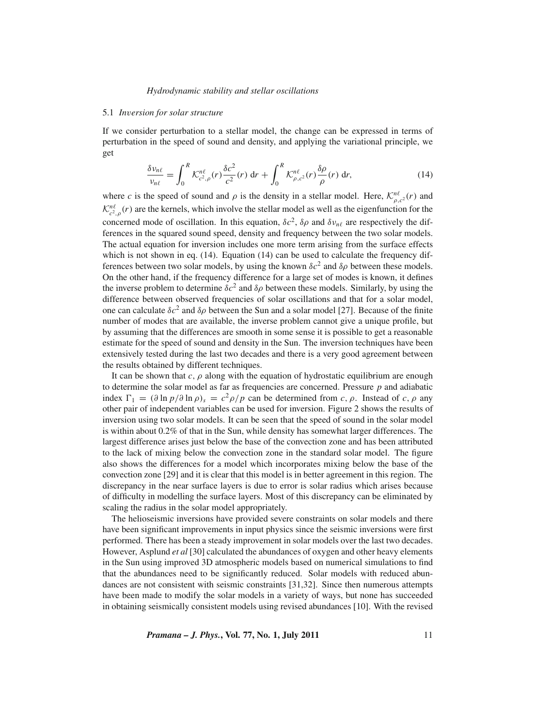### 5.1 *Inversion for solar structure*

If we consider perturbation to a stellar model, the change can be expressed in terms of perturbation in the speed of sound and density, and applying the variational principle, we get

$$\frac{\delta \nu_{n\ell}}{\nu_{n\ell}} = \int_0^R \mathcal{K}_{c^2,\rho}^{n\ell}(r) \frac{\delta c^2}{c^2}(r)\, \mathrm{d}r + \int_0^R \mathcal{K}_{\rho,c^2}^{n\ell}(r) \frac{\delta \rho}{\rho}(r)\, \mathrm{d}r, \tag{14}$$

where $c$ is the speed of sound and $\rho$ is the density in a stellar model. Here, $\mathcal{K}_{\rho,c^2}^{n\ell}(r)$ and $\mathcal{K}_{c^2,\rho}^{n\ell}(r)$ are the kernels, which involve the stellar model as well as the eigenfunction for the concerned mode of oscillation. In this equation, $\delta c^2$, $\delta\rho$ and $\delta\nu_{n\ell}$ are respectively the differences in the squared sound speed, density and frequency between the two solar models. The actual equation for inversion includes one more term arising from the surface effects which is not shown in eq. (14). Equation (14) can be used to calculate the frequency differences between two solar models, by using the known $\delta c^2$ and $\delta\rho$ between these models. On the other hand, if the frequency difference for a large set of modes is known, it defines the inverse problem to determine $\delta c^2$ and $\delta\rho$ between these models. Similarly, by using the difference between observed frequencies of solar oscillations and that for a solar model, one can calculate $\delta c^2$ and $\delta\rho$ between the Sun and a solar model [27]. Because of the finite number of modes that are available, the inverse problem cannot give a unique profile, but by assuming that the differences are smooth in some sense it is possible to get a reasonable estimate for the speed of sound and density in the Sun. The inversion techniques have been extensively tested during the last two decades and there is a very good agreement between the results obtained by different techniques.

It can be shown that $c$, $\rho$ along with the equation of hydrostatic equilibrium are enough to determine the solar model as far as frequencies are concerned. Pressure $p$ and adiabatic index $\Gamma_1 = (\partial \ln p/\partial \ln \rho)_s = c^2\rho/p$ can be determined from $c$, $\rho$. Instead of $c$, $\rho$ any other pair of independent variables can be used for inversion. Figure 2 shows the results of inversion using two solar models. It can be seen that the speed of sound in the solar model is within about 0.2% of that in the Sun, while density has somewhat larger differences. The largest difference arises just below the base of the convection zone and has been attributed to the lack of mixing below the convection zone in the standard solar model. The figure also shows the differences for a model which incorporates mixing below the base of the convection zone [29] and it is clear that this model is in better agreement in this region. The discrepancy in the near surface layers is due to error is solar radius which arises because of difficulty in modelling the surface layers. Most of this discrepancy can be eliminated by scaling the radius in the solar model appropriately.

The helioseismic inversions have provided severe constraints on solar models and there have been significant improvements in input physics since the seismic inversions were first performed. There has been a steady improvement in solar models over the last two decades. However, Asplund *et al* [30] calculated the abundances of oxygen and other heavy elements in the Sun using improved 3D atmospheric models based on numerical simulations to find that the abundances need to be significantly reduced. Solar models with reduced abundances are not consistent with seismic constraints [31,32]. Since then numerous attempts have been made to modify the solar models in a variety of ways, but none has succeeded in obtaining seismically consistent models using revised abundances [10]. With the revised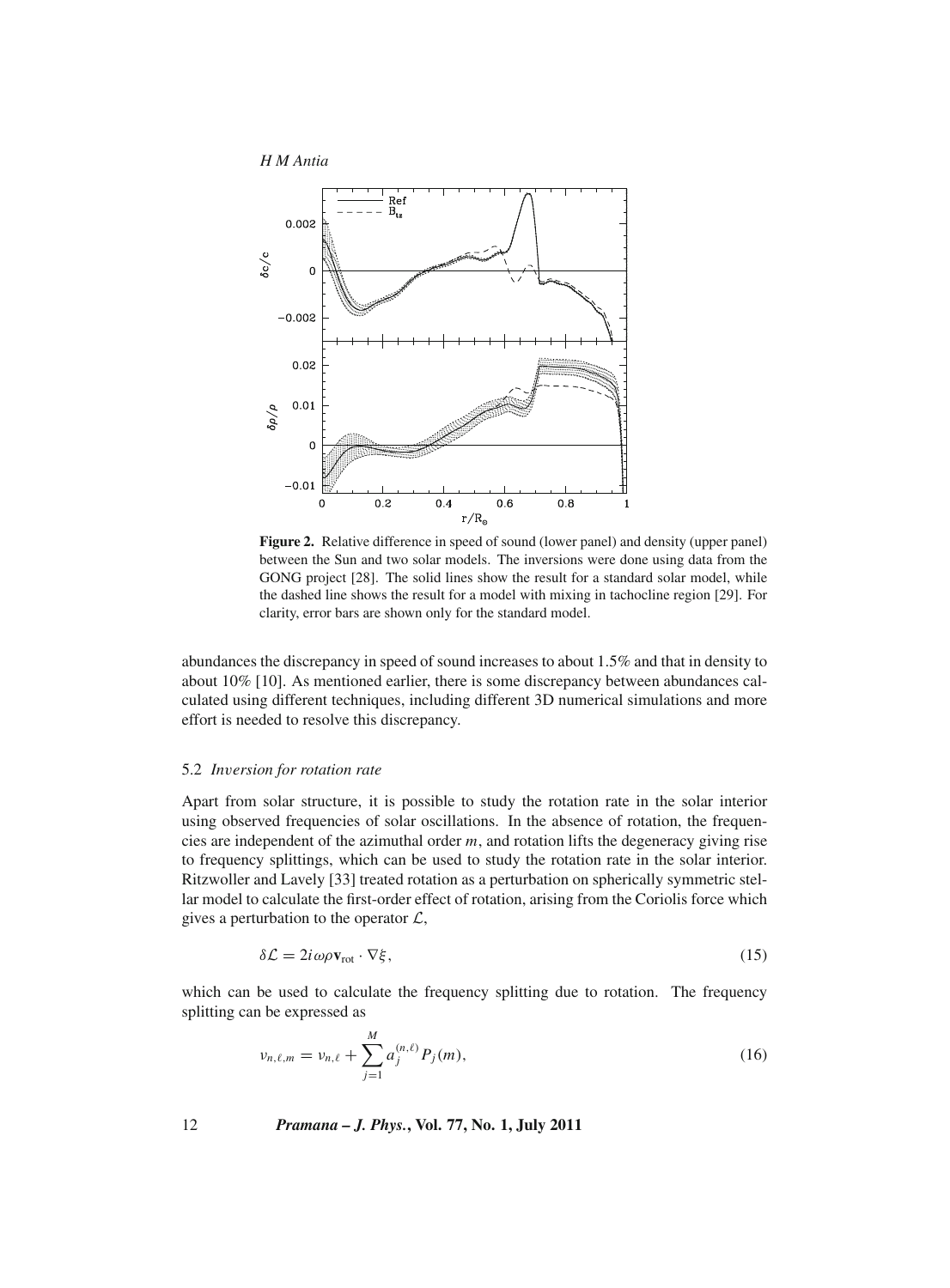**Figure 2.** Relative difference in speed of sound (lower panel) and density (upper panel) between the Sun and two solar models. The inversions were done using data from the GONG project [28]. The solid lines show the result for a standard solar model, while the dashed line shows the result for a model with mixing in tachocline region [29]. For clarity, error bars are shown only for the standard model.

abundances the discrepancy in speed of sound increases to about 1.5% and that in density to about 10% [10]. As mentioned earlier, there is some discrepancy between abundances calculated using different techniques, including different 3D numerical simulations and more effort is needed to resolve this discrepancy.

### 5.2 *Inversion for rotation rate*

Apart from solar structure, it is possible to study the rotation rate in the solar interior using observed frequencies of solar oscillations. In the absence of rotation, the frequencies are independent of the azimuthal order $m$, and rotation lifts the degeneracy giving rise to frequency splittings, which can be used to study the rotation rate in the solar interior. Ritzwoller and Lavely [33] treated rotation as a perturbation on spherically symmetric stellar model to calculate the first-order effect of rotation, arising from the Coriolis force which gives a perturbation to the operator $\mathcal{L}$,

$$\delta\mathcal{L} = 2i\omega\rho\mathbf{v}_{\rm rot}\cdot\nabla\xi, \tag{15}$$

which can be used to calculate the frequency splitting due to rotation. The frequency splitting can be expressed as

$$\nu_{n,\ell,m} = \nu_{n,\ell} + \sum_{j=1}^{M} a_j^{(n,\ell)} P_j(m), \tag{16}$$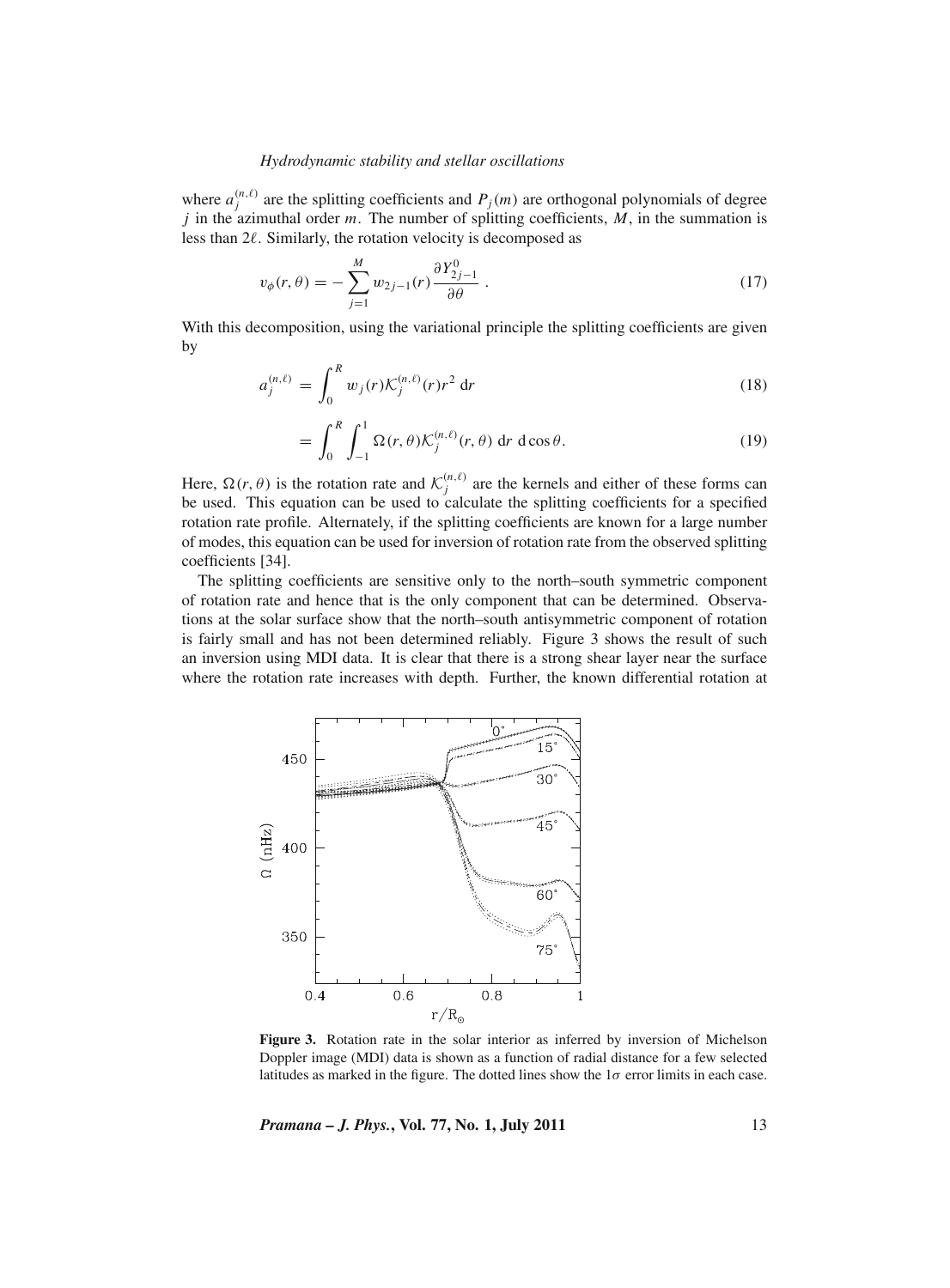where $a_j^{(n,\ell)}$ are the splitting coefficients and $P_j(m)$ are orthogonal polynomials of degree $j$ in the azimuthal order $m$. The number of splitting coefficients, $M$, in the summation is less than $2\ell$. Similarly, the rotation velocity is decomposed as

$$v_\phi(r,\theta) = -\sum_{j=1}^{M} w_{2j-1}(r)\frac{\partial Y_{2j-1}^0}{\partial \theta} \ . \tag{17}$$

With this decomposition, using the variational principle the splitting coefficients are given by

$$a_j^{(n,\ell)} = \int_0^R w_j(r)\mathcal{K}_j^{(n,\ell)}(r) r^2 \, \mathrm{d}r \tag{18}$$

$$= \int_0^R \int_{-1}^{1} \Omega(r,\theta)\mathcal{K}_j^{(n,\ell)}(r,\theta) \, \mathrm{d}r \, \mathrm{d}\cos\theta. \tag{19}$$

Here, $\Omega(r,\theta)$ is the rotation rate and $\mathcal{K}_j^{(n,\ell)}$ are the kernels and either of these forms can be used. This equation can be used to calculate the splitting coefficients for a specified rotation rate profile. Alternately, if the splitting coefficients are known for a large number of modes, this equation can be used for inversion of rotation rate from the observed splitting coefficients [34].

The splitting coefficients are sensitive only to the north–south symmetric component of rotation rate and hence that is the only component that can be determined. Observations at the solar surface show that the north–south antisymmetric component of rotation is fairly small and has not been determined reliably. Figure 3 shows the result of such an inversion using MDI data. It is clear that there is a strong shear layer near the surface where the rotation rate increases with depth. Further, the known differential rotation at

**Figure 3.** Rotation rate in the solar interior as inferred by inversion of Michelson Doppler image (MDI) data is shown as a function of radial distance for a few selected latitudes as marked in the figure. The dotted lines show the $1\sigma$ error limits in each case.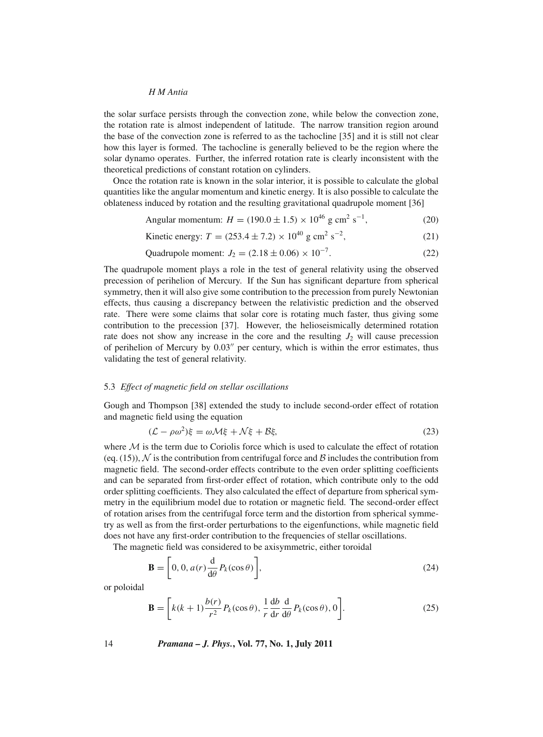the solar surface persists through the convection zone, while below the convection zone, the rotation rate is almost independent of latitude. The narrow transition region around the base of the convection zone is referred to as the tachocline [35] and it is still not clear how this layer is formed. The tachocline is generally believed to be the region where the solar dynamo operates. Further, the inferred rotation rate is clearly inconsistent with the theoretical predictions of constant rotation on cylinders.

Once the rotation rate is known in the solar interior, it is possible to calculate the global quantities like the angular momentum and kinetic energy. It is also possible to calculate the oblateness induced by rotation and the resulting gravitational quadrupole moment [36]

$$\text{Angular momentum: } H = (190.0 \pm 1.5) \times 10^{46} \text{ g cm}^2 \text{ s}^{-1}, \tag{20}$$

$$\text{Kinetic energy: } T = (253.4 \pm 7.2) \times 10^{40} \text{ g cm}^2 \text{ s}^{-2}, \tag{21}$$

$$\text{Quadrupole moment: } J_2 = (2.18 \pm 0.06) \times 10^{-7}. \tag{22}$$

The quadrupole moment plays a role in the test of general relativity using the observed precession of perihelion of Mercury. If the Sun has significant departure from spherical symmetry, then it will also give some contribution to the precession from purely Newtonian effects, thus causing a discrepancy between the relativistic prediction and the observed rate. There were some claims that solar core is rotating much faster, thus giving some contribution to the precession [37]. However, the helioseismically determined rotation rate does not show any increase in the core and the resulting $J_2$ will cause precession of perihelion of Mercury by $0.03''$ per century, which is within the error estimates, thus validating the test of general relativity.

### 5.3 *Effect of magnetic field on stellar oscillations*

Gough and Thompson [38] extended the study to include second-order effect of rotation and magnetic field using the equation

$$(\mathcal{L} - \rho\omega^2)\xi = \omega\mathcal{M}\xi + \mathcal{N}\xi + \mathcal{B}\xi, \tag{23}$$

where $\mathcal{M}$ is the term due to Coriolis force which is used to calculate the effect of rotation (eq. (15)), $\mathcal{N}$ is the contribution from centrifugal force and $\mathcal{B}$ includes the contribution from magnetic field. The second-order effects contribute to the even order splitting coefficients and can be separated from first-order effect of rotation, which contribute only to the odd order splitting coefficients. They also calculated the effect of departure from spherical symmetry in the equilibrium model due to rotation or magnetic field. The second-order effect of rotation arises from the centrifugal force term and the distortion from spherical symmetry as well as from the first-order perturbations to the eigenfunctions, while magnetic field does not have any first-order contribution to the frequencies of stellar oscillations.

The magnetic field was considered to be axisymmetric, either toroidal

$$\mathbf{B} = \left[0, 0, a(r)\frac{\mathrm{d}}{\mathrm{d}\theta}P_k(\cos\theta)\right], \tag{24}$$

or poloidal

$$\mathbf{B} = \left[k(k+1)\frac{b(r)}{r^2}P_k(\cos\theta), \frac{1}{r}\frac{\mathrm{d}b}{\mathrm{d}r}\frac{\mathrm{d}}{\mathrm{d}\theta}P_k(\cos\theta), 0\right]. \tag{25}$$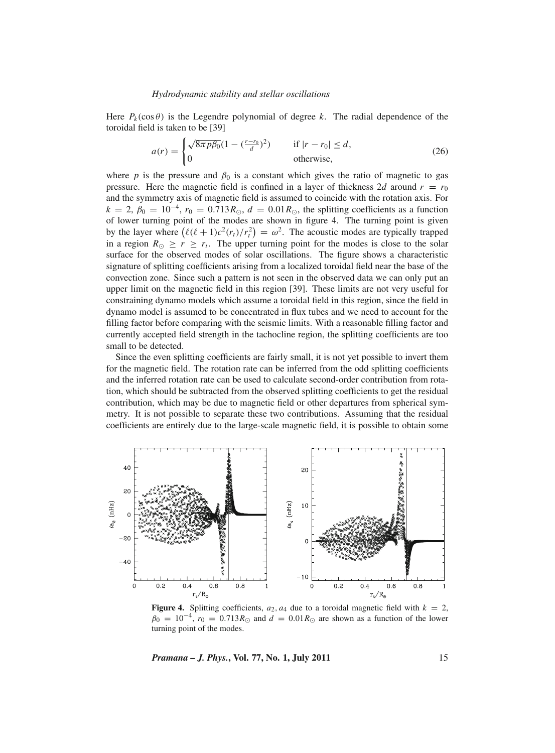Here $P_k(\cos\theta)$ is the Legendre polynomial of degree $k$. The radial dependence of the toroidal field is taken to be [39]

$$a(r) = \begin{cases} \sqrt{8\pi p \beta_0}\left(1 - \left(\frac{r-r_0}{d}\right)^2\right) & \text{if } |r - r_0| \le d, \\ 0 & \text{otherwise,} \end{cases} \tag{26}$$

where $p$ is the pressure and $\beta_0$ is a constant which gives the ratio of magnetic to gas pressure. Here the magnetic field is confined in a layer of thickness $2d$ around $r = r_0$ and the symmetry axis of magnetic field is assumed to coincide with the rotation axis. For $k = 2$, $\beta_0 = 10^{-4}$, $r_0 = 0.713R_\odot$, $d = 0.01R_\odot$, the splitting coefficients as a function of lower turning point of the modes are shown in figure 4. The turning point is given by the layer where $\left(\ell(\ell+1)c^2(r_t)/r_t^2\right) = \omega^2$. The acoustic modes are typically trapped in a region $R_\odot \ge r \ge r_t$. The upper turning point for the modes is close to the solar surface for the observed modes of solar oscillations. The figure shows a characteristic signature of splitting coefficients arising from a localized toroidal field near the base of the convection zone. Since such a pattern is not seen in the observed data we can only put an upper limit on the magnetic field in this region [39]. These limits are not very useful for constraining dynamo models which assume a toroidal field in this region, since the field in dynamo model is assumed to be concentrated in flux tubes and we need to account for the filling factor before comparing with the seismic limits. With a reasonable filling factor and currently accepted field strength in the tachocline region, the splitting coefficients are too small to be detected.

Since the even splitting coefficients are fairly small, it is not yet possible to invert them for the magnetic field. The rotation rate can be inferred from the odd splitting coefficients and the inferred rotation rate can be used to calculate second-order contribution from rotation, which should be subtracted from the observed splitting coefficients to get the residual contribution, which may be due to magnetic field or other departures from spherical symmetry. It is not possible to separate these two contributions. Assuming that the residual coefficients are entirely due to the large-scale magnetic field, it is possible to obtain some

**Figure 4.** Splitting coefficients, $a_2, a_4$ due to a toroidal magnetic field with $k = 2$, $\beta_0 = 10^{-4}$, $r_0 = 0.713R_\odot$ and $d = 0.01R_\odot$ are shown as a function of the lower turning point of the modes.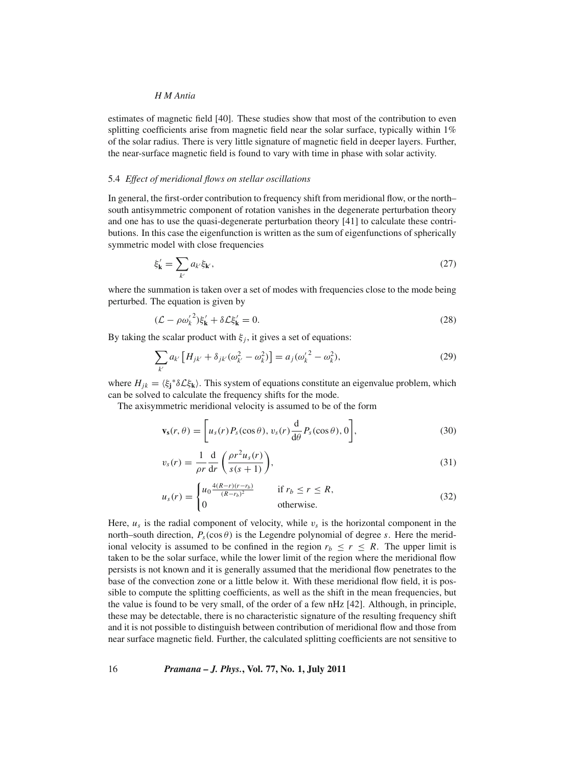estimates of magnetic field [40]. These studies show that most of the contribution to even splitting coefficients arise from magnetic field near the solar surface, typically within 1% of the solar radius. There is very little signature of magnetic field in deeper layers. Further, the near-surface magnetic field is found to vary with time in phase with solar activity.

### 5.4 *Effect of meridional flows on stellar oscillations*

In general, the first-order contribution to frequency shift from meridional flow, or the north–south antisymmetric component of rotation vanishes in the degenerate perturbation theory and one has to use the quasi-degenerate perturbation theory [41] to calculate these contributions. In this case the eigenfunction is written as the sum of eigenfunctions of spherically symmetric model with close frequencies

$$\xi'_{\mathbf{k}} = \sum_{k'} a_{k'} \xi_{\mathbf{k'}}, \tag{27}$$

where the summation is taken over a set of modes with frequencies close to the mode being perturbed. The equation is given by

$$(\mathcal{L} - \rho {\omega'_k}^2)\xi'_{\mathbf{k}} + \delta\mathcal{L}\xi'_{\mathbf{k}} = 0. \tag{28}$$

By taking the scalar product with $\xi_j$, it gives a set of equations:

$$\sum_{k'} a_{k'} \left[ H_{jk'} + \delta_{jk'}(\omega_{k'}^2 - \omega_k^2) \right] = a_j({\omega'_k}^2 - \omega_k^2), \tag{29}$$

where $H_{jk} = \langle \xi_{\mathbf{j}}^* \delta\mathcal{L}\xi_{\mathbf{k}} \rangle$. This system of equations constitute an eigenvalue problem, which can be solved to calculate the frequency shifts for the mode.

The axisymmetric meridional velocity is assumed to be of the form

$$\mathbf{v_s}(r,\theta) = \left[ u_s(r) P_s(\cos\theta),\, v_s(r) \frac{\mathrm{d}}{\mathrm{d}\theta} P_s(\cos\theta),\, 0 \right], \tag{30}$$

$$v_s(r) = \frac{1}{\rho r} \frac{\mathrm{d}}{\mathrm{d}r} \left( \frac{\rho r^2 u_s(r)}{s(s+1)} \right), \tag{31}$$

$$u_s(r) = \begin{cases} u_0 \frac{4(R-r)(r-r_b)}{(R-r_b)^2} & \text{if } r_b \le r \le R, \\ 0 & \text{otherwise.} \end{cases} \tag{32}$$

Here, $u_s$ is the radial component of velocity, while $v_s$ is the horizontal component in the north–south direction, $P_s(\cos\theta)$ is the Legendre polynomial of degree $s$. Here the meridional velocity is assumed to be confined in the region $r_b \le r \le R$. The upper limit is taken to be the solar surface, while the lower limit of the region where the meridional flow persists is not known and it is generally assumed that the meridional flow penetrates to the base of the convection zone or a little below it. With these meridional flow field, it is possible to compute the splitting coefficients, as well as the shift in the mean frequencies, but the value is found to be very small, of the order of a few nHz [42]. Although, in principle, these may be detectable, there is no characteristic signature of the resulting frequency shift and it is not possible to distinguish between contribution of meridional flow and those from near surface magnetic field. Further, the calculated splitting coefficients are not sensitive to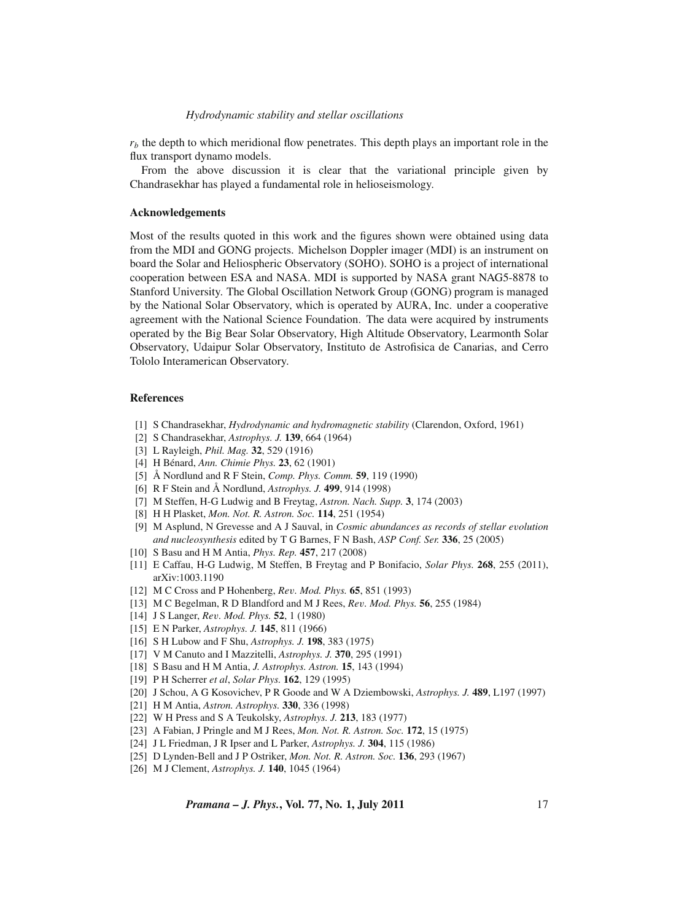$r_b$ the depth to which meridional flow penetrates. This depth plays an important role in the flux transport dynamo models.

From the above discussion it is clear that the variational principle given by Chandrasekhar has played a fundamental role in helioseismology.

### Acknowledgements

Most of the results quoted in this work and the figures shown were obtained using data from the MDI and GONG projects. Michelson Doppler imager (MDI) is an instrument on board the Solar and Heliospheric Observatory (SOHO). SOHO is a project of international cooperation between ESA and NASA. MDI is supported by NASA grant NAG5-8878 to Stanford University. The Global Oscillation Network Group (GONG) program is managed by the National Solar Observatory, which is operated by AURA, Inc. under a cooperative agreement with the National Science Foundation. The data were acquired by instruments operated by the Big Bear Solar Observatory, High Altitude Observatory, Learmonth Solar Observatory, Udaipur Solar Observatory, Instituto de Astrofisica de Canarias, and Cerro Tololo Interamerican Observatory.

### References

[1] S Chandrasekhar, *Hydrodynamic and hydromagnetic stability* (Clarendon, Oxford, 1961)
[2] S Chandrasekhar, *Astrophys. J.* **139**, 664 (1964)
[3] L Rayleigh, *Phil. Mag.* **32**, 529 (1916)
[4] H Bénard, *Ann. Chimie Phys.* **23**, 62 (1901)
[5] Å Nordlund and R F Stein, *Comp. Phys. Comm.* **59**, 119 (1990)
[6] R F Stein and Å Nordlund, *Astrophys. J.* **499**, 914 (1998)
[7] M Steffen, H-G Ludwig and B Freytag, *Astron. Nach. Supp.* **3**, 174 (2003)
[8] H H Plasket, *Mon. Not. R. Astron. Soc.* **114**, 251 (1954)
[9] M Asplund, N Grevesse and A J Sauval, in *Cosmic abundances as records of stellar evolution and nucleosynthesis* edited by T G Barnes, F N Bash, *ASP Conf. Ser.* **336**, 25 (2005)
[10] S Basu and H M Antia, *Phys. Rep.* **457**, 217 (2008)
[11] E Caffau, H-G Ludwig, M Steffen, B Freytag and P Bonifacio, *Solar Phys.* **268**, 255 (2011), arXiv:1003.1190
[12] M C Cross and P Hohenberg, *Rev. Mod. Phys.* **65**, 851 (1993)
[13] M C Begelman, R D Blandford and M J Rees, *Rev. Mod. Phys.* **56**, 255 (1984)
[14] J S Langer, *Rev. Mod. Phys.* **52**, 1 (1980)
[15] E N Parker, *Astrophys. J.* **145**, 811 (1966)
[16] S H Lubow and F Shu, *Astrophys. J.* **198**, 383 (1975)
[17] V M Canuto and I Mazzitelli, *Astrophys. J.* **370**, 295 (1991)
[18] S Basu and H M Antia, *J. Astrophys. Astron.* **15**, 143 (1994)
[19] P H Scherrer *et al*, *Solar Phys.* **162**, 129 (1995)
[20] J Schou, A G Kosovichev, P R Goode and W A Dziembowski, *Astrophys. J.* **489**, L197 (1997)
[21] H M Antia, *Astron. Astrophys.* **330**, 336 (1998)
[22] W H Press and S A Teukolsky, *Astrophys. J.* **213**, 183 (1977)
[23] A Fabian, J Pringle and M J Rees, *Mon. Not. R. Astron. Soc.* **172**, 15 (1975)
[24] J L Friedman, J R Ipser and L Parker, *Astrophys. J.* **304**, 115 (1986)
[25] D Lynden-Bell and J P Ostriker, *Mon. Not. R. Astron. Soc.* **136**, 293 (1967)
[26] M J Clement, *Astrophys. J.* **140**, 1045 (1964)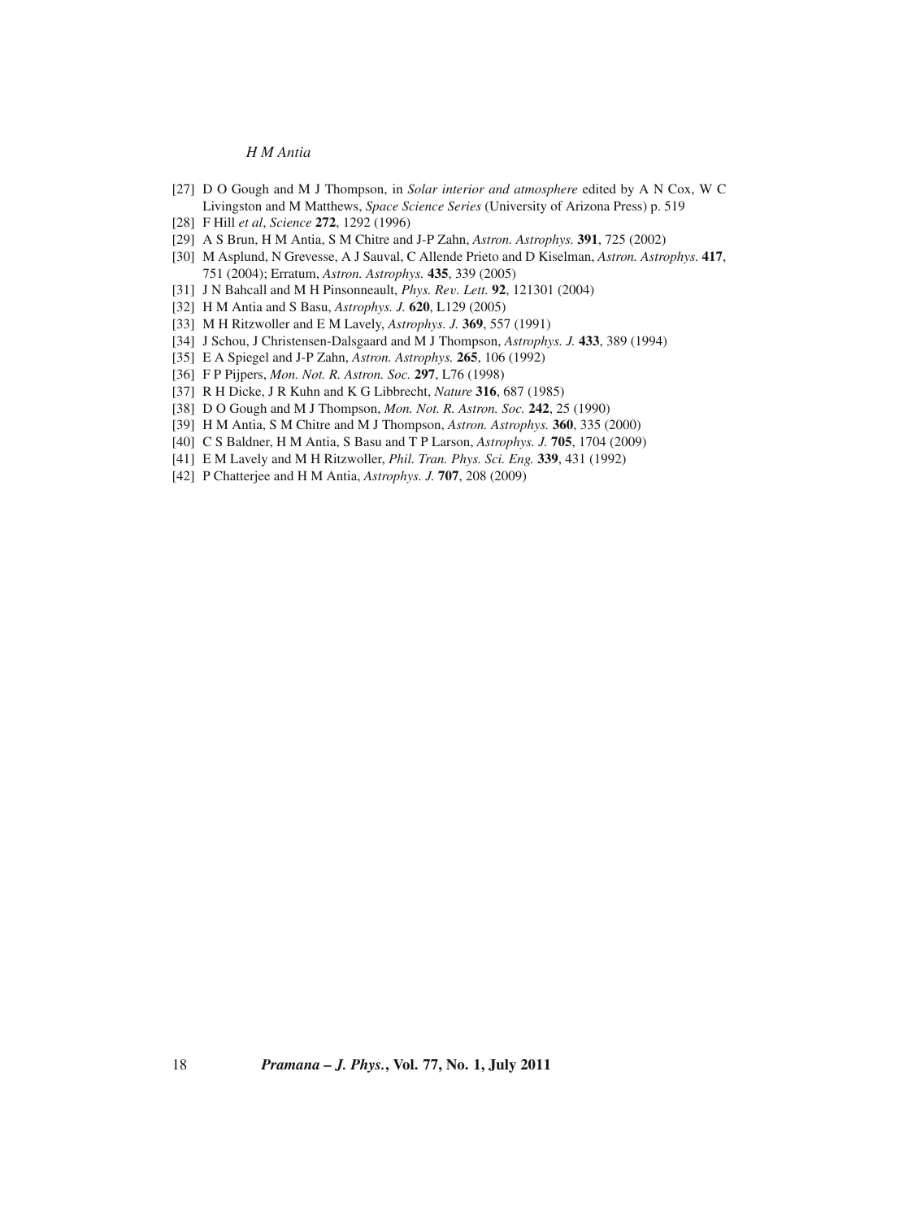[27] D O Gough and M J Thompson, in *Solar interior and atmosphere* edited by A N Cox, W C Livingston and M Matthews, *Space Science Series* (University of Arizona Press) p. 519

[28] F Hill *et al*, *Science* **272**, 1292 (1996)

[29] A S Brun, H M Antia, S M Chitre and J-P Zahn, *Astron. Astrophys.* **391**, 725 (2002)

[30] M Asplund, N Grevesse, A J Sauval, C Allende Prieto and D Kiselman, *Astron. Astrophys.* **417**, 751 (2004); Erratum, *Astron. Astrophys.* **435**, 339 (2005)

[31] J N Bahcall and M H Pinsonneault, *Phys. Rev. Lett.* **92**, 121301 (2004)

[32] H M Antia and S Basu, *Astrophys. J.* **620**, L129 (2005)

[33] M H Ritzwoller and E M Lavely, *Astrophys. J.* **369**, 557 (1991)

[34] J Schou, J Christensen-Dalsgaard and M J Thompson, *Astrophys. J.* **433**, 389 (1994)

[35] E A Spiegel and J-P Zahn, *Astron. Astrophys.* **265**, 106 (1992)

[36] F P Pijpers, *Mon. Not. R. Astron. Soc.* **297**, L76 (1998)

[37] R H Dicke, J R Kuhn and K G Libbrecht, *Nature* **316**, 687 (1985)

[38] D O Gough and M J Thompson, *Mon. Not. R. Astron. Soc.* **242**, 25 (1990)

[39] H M Antia, S M Chitre and M J Thompson, *Astron. Astrophys.* **360**, 335 (2000)

[40] C S Baldner, H M Antia, S Basu and T P Larson, *Astrophys. J.* **705**, 1704 (2009)

[41] E M Lavely and M H Ritzwoller, *Phil. Tran. Phys. Sci. Eng.* **339**, 431 (1992)

[42] P Chatterjee and H M Antia, *Astrophys. J.* **707**, 208 (2009)